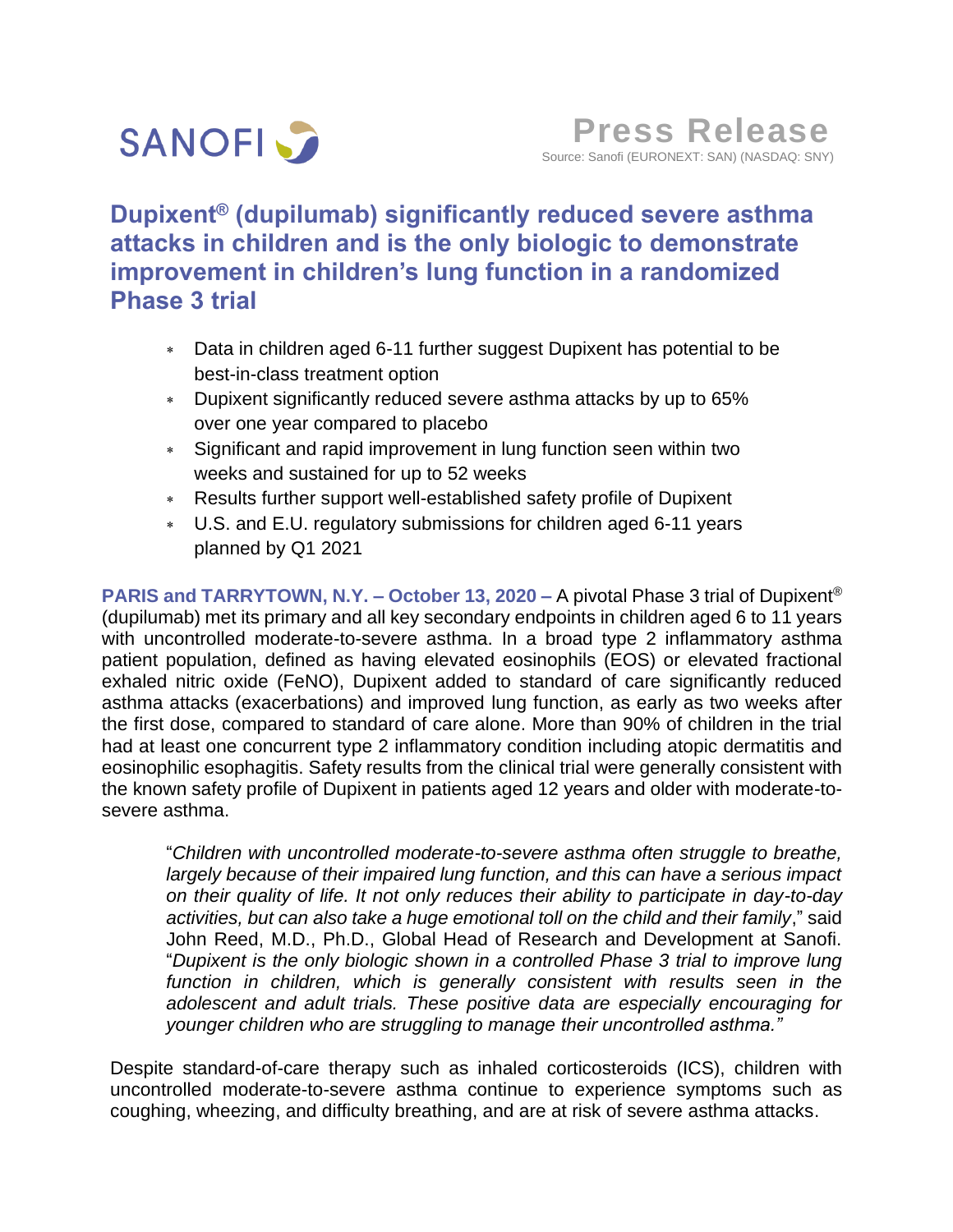SANOFI

**Press Release**

Source: Sanofi (EURONEXT: SAN) (NASDAQ: SNY)

# Dupixent® (dupilumab) significantly reduced severe asthma attacks in children and is the only biologic to demonstrate improvement in children's lung function in a randomized Phase 3 trial

- Data in children aged 6-11 further suggest Dupixent has potential to be best-in-class treatment option
- Dupixent significantly reduced severe asthma attacks by up to 65% over one year compared to placebo
- Significant and rapid improvement in lung function seen within two weeks and sustained for up to 52 weeks
- Results further support well-established safety profile of Dupixent
- U.S. and E.U. regulatory submissions for children aged 6-11 years planned by Q1 2021

**PARIS and TARRYTOWN, N.Y. – October 13, 2020 –** A pivotal Phase 3 trial of Dupixent® (dupilumab) met its primary and all key secondary endpoints in children aged 6 to 11 years with uncontrolled moderate-to-severe asthma. In a broad type 2 inflammatory asthma patient population, defined as having elevated eosinophils (EOS) or elevated fractional exhaled nitric oxide (FeNO), Dupixent added to standard of care significantly reduced asthma attacks (exacerbations) and improved lung function, as early as two weeks after the first dose, compared to standard of care alone. More than 90% of children in the trial had at least one concurrent type 2 inflammatory condition including atopic dermatitis and eosinophilic esophagitis. Safety results from the clinical trial were generally consistent with the known safety profile of Dupixent in patients aged 12 years and older with moderate-to-severe asthma.

> "*Children with uncontrolled moderate-to-severe asthma often struggle to breathe, largely because of their impaired lung function, and this can have a serious impact on their quality of life. It not only reduces their ability to participate in day-to-day activities, but can also take a huge emotional toll on the child and their family*," said John Reed, M.D., Ph.D., Global Head of Research and Development at Sanofi. "*Dupixent is the only biologic shown in a controlled Phase 3 trial to improve lung function in children, which is generally consistent with results seen in the adolescent and adult trials. These positive data are especially encouraging for younger children who are struggling to manage their uncontrolled asthma."*

Despite standard-of-care therapy such as inhaled corticosteroids (ICS), children with uncontrolled moderate-to-severe asthma continue to experience symptoms such as coughing, wheezing, and difficulty breathing, and are at risk of severe asthma attacks.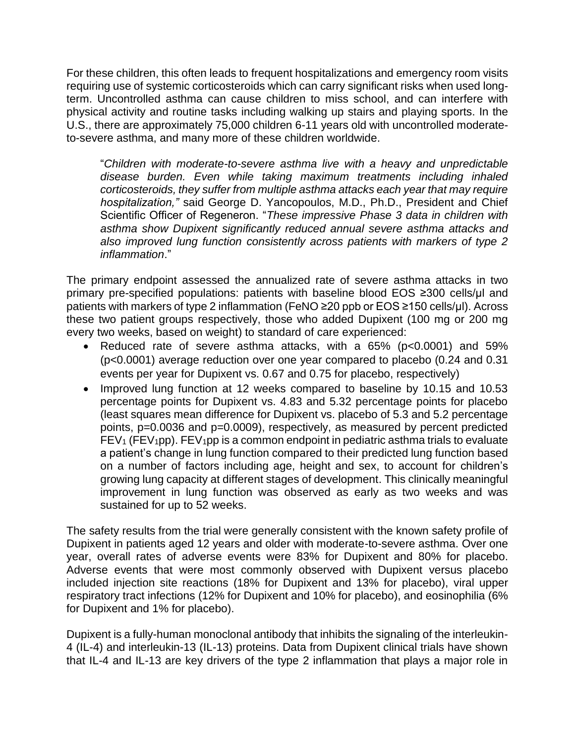For these children, this often leads to frequent hospitalizations and emergency room visits requiring use of systemic corticosteroids which can carry significant risks when used long-term. Uncontrolled asthma can cause children to miss school, and can interfere with physical activity and routine tasks including walking up stairs and playing sports. In the U.S., there are approximately 75,000 children 6-11 years old with uncontrolled moderate-to-severe asthma, and many more of these children worldwide.

> "*Children with moderate-to-severe asthma live with a heavy and unpredictable disease burden. Even while taking maximum treatments including inhaled corticosteroids, they suffer from multiple asthma attacks each year that may require hospitalization,"* said George D. Yancopoulos, M.D., Ph.D., President and Chief Scientific Officer of Regeneron. "*These impressive Phase 3 data in children with asthma show Dupixent significantly reduced annual severe asthma attacks and also improved lung function consistently across patients with markers of type 2 inflammation*."

The primary endpoint assessed the annualized rate of severe asthma attacks in two primary pre-specified populations: patients with baseline blood EOS ≥300 cells/μl and patients with markers of type 2 inflammation (FeNO ≥20 ppb or EOS ≥150 cells/μl). Across these two patient groups respectively, those who added Dupixent (100 mg or 200 mg every two weeks, based on weight) to standard of care experienced:

- Reduced rate of severe asthma attacks, with a 65% ($p<0.0001$) and 59% ($p<0.0001$) average reduction over one year compared to placebo (0.24 and 0.31 events per year for Dupixent vs. 0.67 and 0.75 for placebo, respectively)
- Improved lung function at 12 weeks compared to baseline by 10.15 and 10.53 percentage points for Dupixent vs. 4.83 and 5.32 percentage points for placebo (least squares mean difference for Dupixent vs. placebo of 5.3 and 5.2 percentage points, $p=0.0036$ and $p=0.0009$), respectively, as measured by percent predicted $FEV_1$ ($FEV_1$pp). $FEV_1$pp is a common endpoint in pediatric asthma trials to evaluate a patient's change in lung function compared to their predicted lung function based on a number of factors including age, height and sex, to account for children's growing lung capacity at different stages of development. This clinically meaningful improvement in lung function was observed as early as two weeks and was sustained for up to 52 weeks.

The safety results from the trial were generally consistent with the known safety profile of Dupixent in patients aged 12 years and older with moderate-to-severe asthma. Over one year, overall rates of adverse events were 83% for Dupixent and 80% for placebo. Adverse events that were most commonly observed with Dupixent versus placebo included injection site reactions (18% for Dupixent and 13% for placebo), viral upper respiratory tract infections (12% for Dupixent and 10% for placebo), and eosinophilia (6% for Dupixent and 1% for placebo).

Dupixent is a fully-human monoclonal antibody that inhibits the signaling of the interleukin-4 (IL-4) and interleukin-13 (IL-13) proteins. Data from Dupixent clinical trials have shown that IL-4 and IL-13 are key drivers of the type 2 inflammation that plays a major role in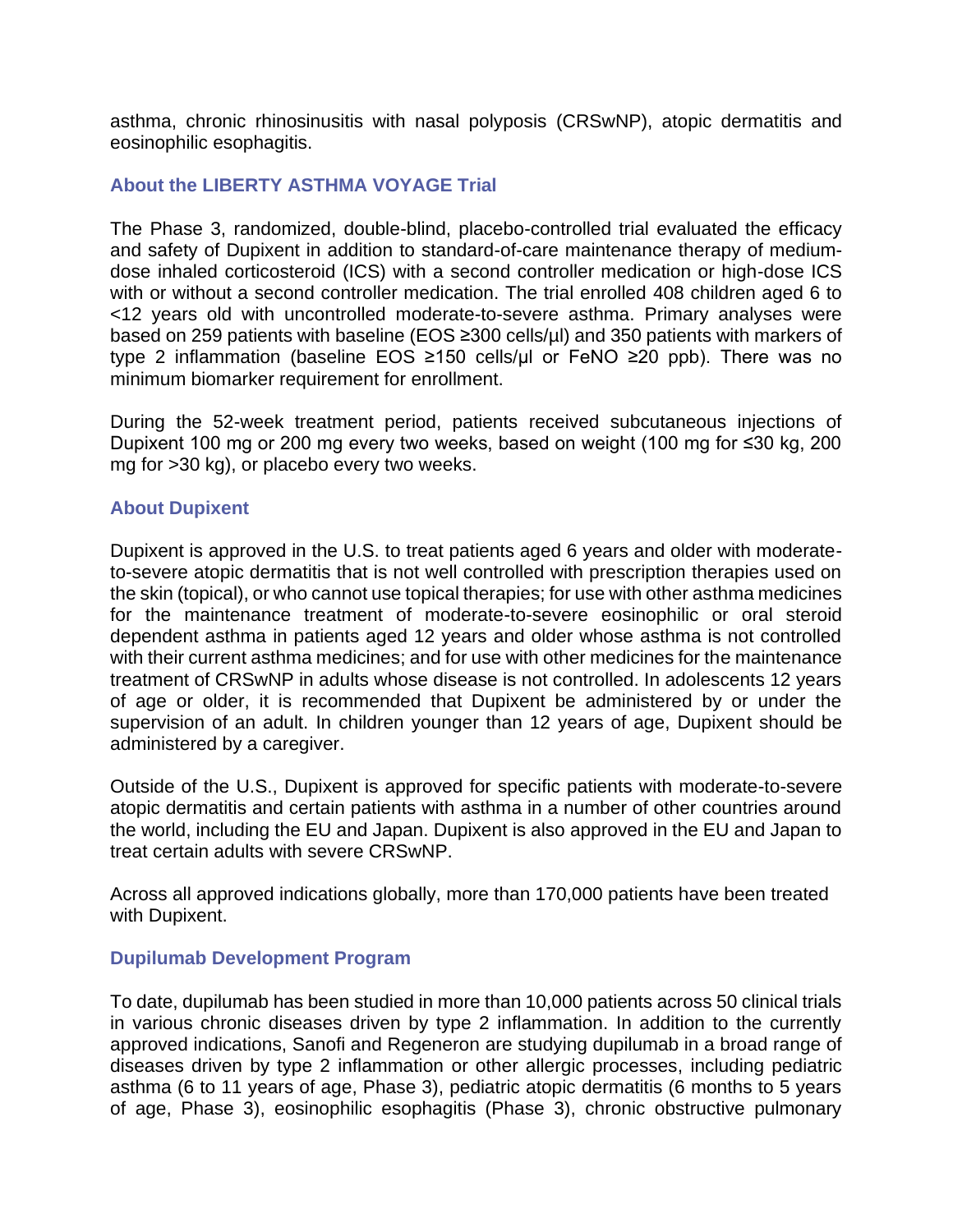asthma, chronic rhinosinusitis with nasal polyposis (CRSwNP), atopic dermatitis and eosinophilic esophagitis.

## About the LIBERTY ASTHMA VOYAGE Trial

The Phase 3, randomized, double-blind, placebo-controlled trial evaluated the efficacy and safety of Dupixent in addition to standard-of-care maintenance therapy of medium-dose inhaled corticosteroid (ICS) with a second controller medication or high-dose ICS with or without a second controller medication. The trial enrolled 408 children aged 6 to <12 years old with uncontrolled moderate-to-severe asthma. Primary analyses were based on 259 patients with baseline (EOS ≥300 cells/µl) and 350 patients with markers of type 2 inflammation (baseline EOS ≥150 cells/µl or FeNO ≥20 ppb). There was no minimum biomarker requirement for enrollment.

During the 52-week treatment period, patients received subcutaneous injections of Dupixent 100 mg or 200 mg every two weeks, based on weight (100 mg for ≤30 kg, 200 mg for >30 kg), or placebo every two weeks.

## About Dupixent

Dupixent is approved in the U.S. to treat patients aged 6 years and older with moderate-to-severe atopic dermatitis that is not well controlled with prescription therapies used on the skin (topical), or who cannot use topical therapies; for use with other asthma medicines for the maintenance treatment of moderate-to-severe eosinophilic or oral steroid dependent asthma in patients aged 12 years and older whose asthma is not controlled with their current asthma medicines; and for use with other medicines for the maintenance treatment of CRSwNP in adults whose disease is not controlled. In adolescents 12 years of age or older, it is recommended that Dupixent be administered by or under the supervision of an adult. In children younger than 12 years of age, Dupixent should be administered by a caregiver.

Outside of the U.S., Dupixent is approved for specific patients with moderate-to-severe atopic dermatitis and certain patients with asthma in a number of other countries around the world, including the EU and Japan. Dupixent is also approved in the EU and Japan to treat certain adults with severe CRSwNP.

Across all approved indications globally, more than 170,000 patients have been treated with Dupixent.

## Dupilumab Development Program

To date, dupilumab has been studied in more than 10,000 patients across 50 clinical trials in various chronic diseases driven by type 2 inflammation. In addition to the currently approved indications, Sanofi and Regeneron are studying dupilumab in a broad range of diseases driven by type 2 inflammation or other allergic processes, including pediatric asthma (6 to 11 years of age, Phase 3), pediatric atopic dermatitis (6 months to 5 years of age, Phase 3), eosinophilic esophagitis (Phase 3), chronic obstructive pulmonary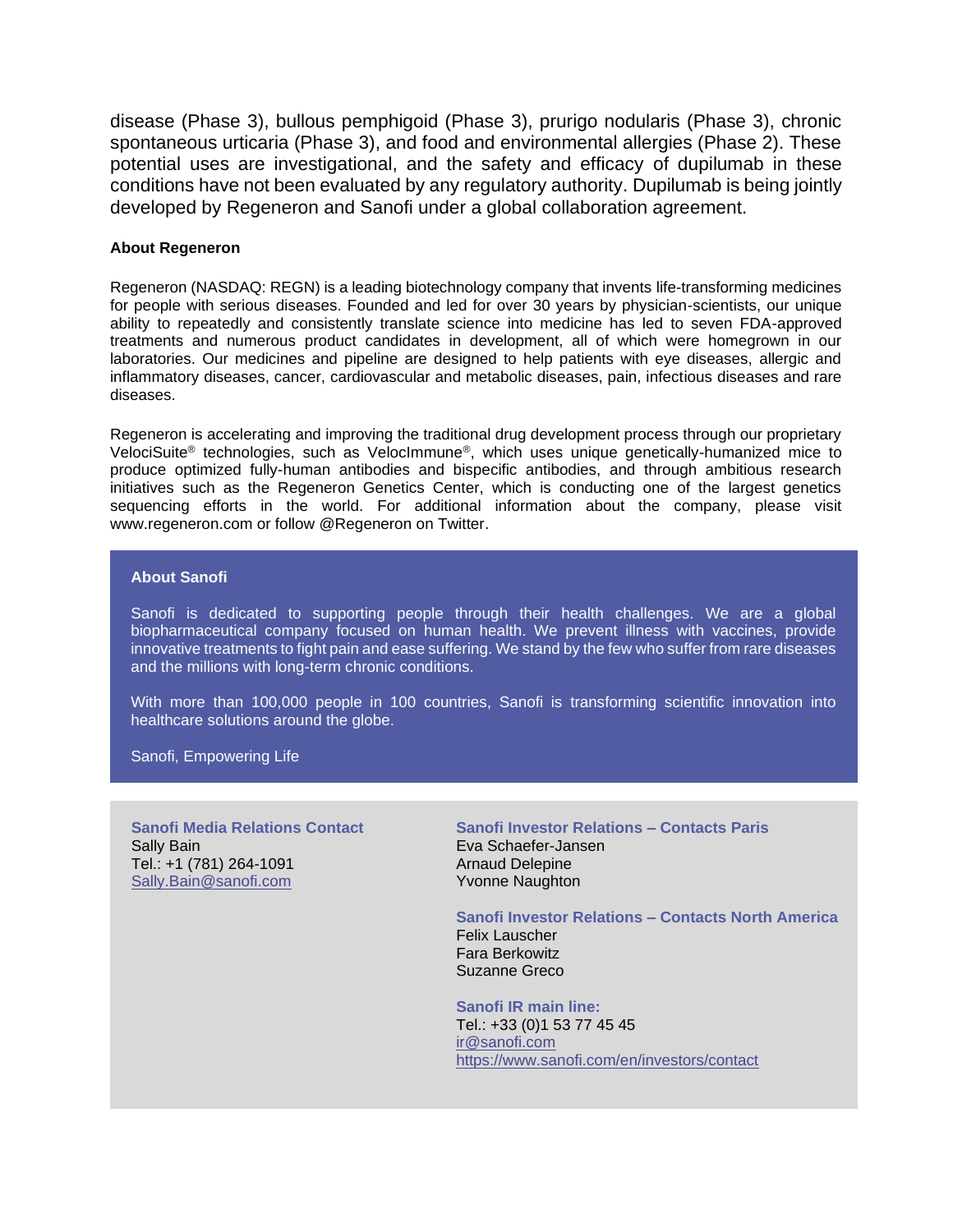disease (Phase 3), bullous pemphigoid (Phase 3), prurigo nodularis (Phase 3), chronic spontaneous urticaria (Phase 3), and food and environmental allergies (Phase 2). These potential uses are investigational, and the safety and efficacy of dupilumab in these conditions have not been evaluated by any regulatory authority. Dupilumab is being jointly developed by Regeneron and Sanofi under a global collaboration agreement.

**About Regeneron**

Regeneron (NASDAQ: REGN) is a leading biotechnology company that invents life-transforming medicines for people with serious diseases. Founded and led for over 30 years by physician-scientists, our unique ability to repeatedly and consistently translate science into medicine has led to seven FDA-approved treatments and numerous product candidates in development, all of which were homegrown in our laboratories. Our medicines and pipeline are designed to help patients with eye diseases, allergic and inflammatory diseases, cancer, cardiovascular and metabolic diseases, pain, infectious diseases and rare diseases.

Regeneron is accelerating and improving the traditional drug development process through our proprietary VelociSuite® technologies, such as VelocImmune®, which uses unique genetically-humanized mice to produce optimized fully-human antibodies and bispecific antibodies, and through ambitious research initiatives such as the Regeneron Genetics Center, which is conducting one of the largest genetics sequencing efforts in the world. For additional information about the company, please visit www.regeneron.com or follow @Regeneron on Twitter.

**About Sanofi**

Sanofi is dedicated to supporting people through their health challenges. We are a global biopharmaceutical company focused on human health. We prevent illness with vaccines, provide innovative treatments to fight pain and ease suffering. We stand by the few who suffer from rare diseases and the millions with long-term chronic conditions.

With more than 100,000 people in 100 countries, Sanofi is transforming scientific innovation into healthcare solutions around the globe.

Sanofi, Empowering Life

**Sanofi Media Relations Contact**
Sally Bain
Tel.: +1 (781) 264-1091
Sally.Bain@sanofi.com

**Sanofi Investor Relations – Contacts Paris**
Eva Schaefer-Jansen
Arnaud Delepine
Yvonne Naughton

**Sanofi Investor Relations – Contacts North America**
Felix Lauscher
Fara Berkowitz
Suzanne Greco

**Sanofi IR main line:**
Tel.: +33 (0)1 53 77 45 45
ir@sanofi.com
https://www.sanofi.com/en/investors/contact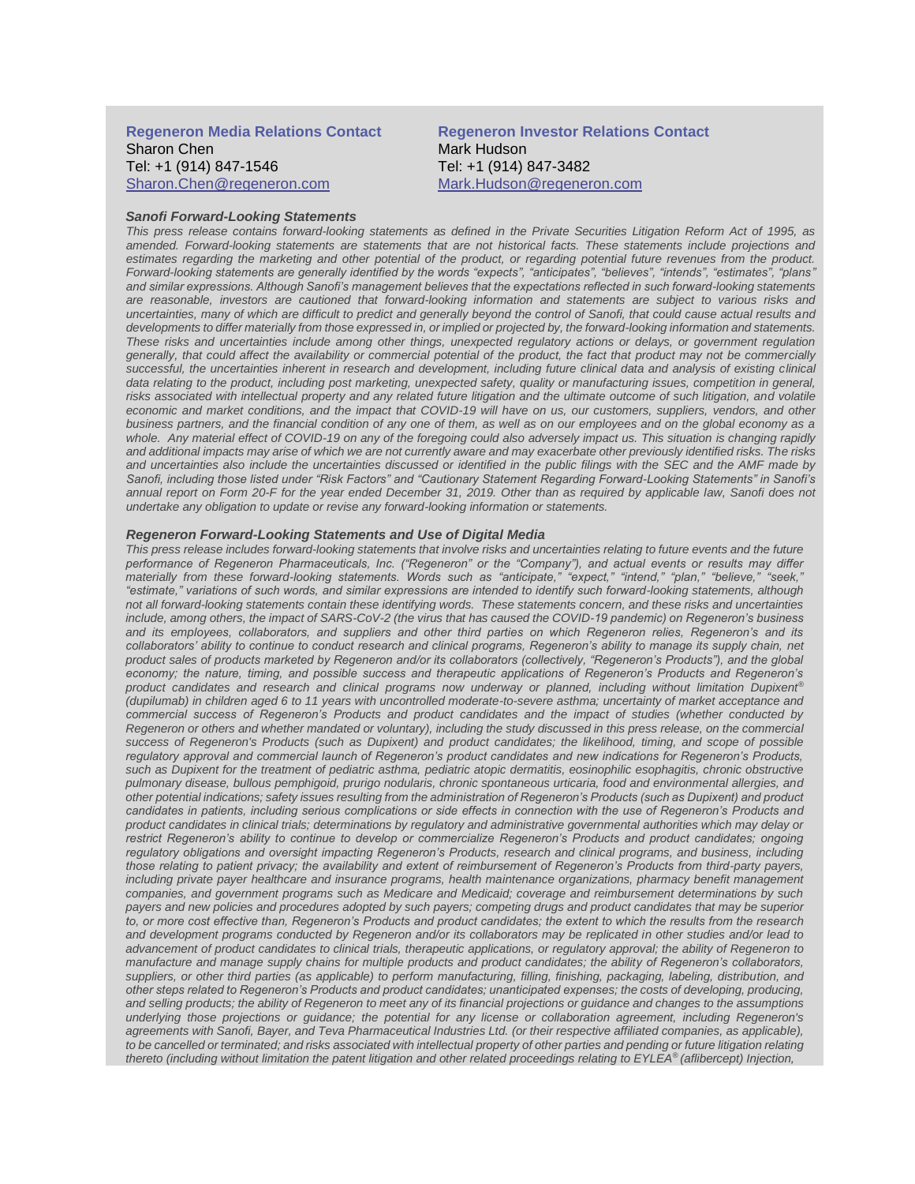**Regeneron Media Relations Contact**
Sharon Chen
Tel: +1 (914) 847-1546
[Sharon.Chen@regeneron.com](mailto:Sharon.Chen@regeneron.com)

**Regeneron Investor Relations Contact**
Mark Hudson
Tel: +1 (914) 847-3482
[Mark.Hudson@regeneron.com](mailto:Mark.Hudson@regeneron.com)

***Sanofi Forward-Looking Statements***

*This press release contains forward-looking statements as defined in the Private Securities Litigation Reform Act of 1995, as amended. Forward-looking statements are statements that are not historical facts. These statements include projections and estimates regarding the marketing and other potential of the product, or regarding potential future revenues from the product. Forward-looking statements are generally identified by the words "expects", "anticipates", "believes", "intends", "estimates", "plans" and similar expressions. Although Sanofi's management believes that the expectations reflected in such forward-looking statements are reasonable, investors are cautioned that forward-looking information and statements are subject to various risks and uncertainties, many of which are difficult to predict and generally beyond the control of Sanofi, that could cause actual results and developments to differ materially from those expressed in, or implied or projected by, the forward-looking information and statements. These risks and uncertainties include among other things, unexpected regulatory actions or delays, or government regulation generally, that could affect the availability or commercial potential of the product, the fact that product may not be commercially successful, the uncertainties inherent in research and development, including future clinical data and analysis of existing clinical data relating to the product, including post marketing, unexpected safety, quality or manufacturing issues, competition in general, risks associated with intellectual property and any related future litigation and the ultimate outcome of such litigation, and volatile economic and market conditions, and the impact that COVID-19 will have on us, our customers, suppliers, vendors, and other business partners, and the financial condition of any one of them, as well as on our employees and on the global economy as a whole. Any material effect of COVID-19 on any of the foregoing could also adversely impact us. This situation is changing rapidly and additional impacts may arise of which we are not currently aware and may exacerbate other previously identified risks. The risks and uncertainties also include the uncertainties discussed or identified in the public filings with the SEC and the AMF made by Sanofi, including those listed under "Risk Factors" and "Cautionary Statement Regarding Forward-Looking Statements" in Sanofi's annual report on Form 20-F for the year ended December 31, 2019. Other than as required by applicable law, Sanofi does not undertake any obligation to update or revise any forward-looking information or statements.*

***Regeneron Forward-Looking Statements and Use of Digital Media***

*This press release includes forward-looking statements that involve risks and uncertainties relating to future events and the future performance of Regeneron Pharmaceuticals, Inc. ("Regeneron" or the "Company"), and actual events or results may differ materially from these forward-looking statements. Words such as "anticipate," "expect," "intend," "plan," "believe," "seek," "estimate," variations of such words, and similar expressions are intended to identify such forward-looking statements, although not all forward-looking statements contain these identifying words. These statements concern, and these risks and uncertainties include, among others, the impact of SARS-CoV-2 (the virus that has caused the COVID-19 pandemic) on Regeneron's business and its employees, collaborators, and suppliers and other third parties on which Regeneron relies, Regeneron's and its collaborators' ability to continue to conduct research and clinical programs, Regeneron's ability to manage its supply chain, net product sales of products marketed by Regeneron and/or its collaborators (collectively, "Regeneron's Products"), and the global economy; the nature, timing, and possible success and therapeutic applications of Regeneron's Products and Regeneron's product candidates and research and clinical programs now underway or planned, including without limitation Dupixent® (dupilumab) in children aged 6 to 11 years with uncontrolled moderate-to-severe asthma; uncertainty of market acceptance and commercial success of Regeneron's Products and product candidates and the impact of studies (whether conducted by Regeneron or others and whether mandated or voluntary), including the study discussed in this press release, on the commercial success of Regeneron's Products (such as Dupixent) and product candidates; the likelihood, timing, and scope of possible regulatory approval and commercial launch of Regeneron's product candidates and new indications for Regeneron's Products, such as Dupixent for the treatment of pediatric asthma, pediatric atopic dermatitis, eosinophilic esophagitis, chronic obstructive pulmonary disease, bullous pemphigoid, prurigo nodularis, chronic spontaneous urticaria, food and environmental allergies, and other potential indications; safety issues resulting from the administration of Regeneron's Products (such as Dupixent) and product candidates in patients, including serious complications or side effects in connection with the use of Regeneron's Products and product candidates in clinical trials; determinations by regulatory and administrative governmental authorities which may delay or restrict Regeneron's ability to continue to develop or commercialize Regeneron's Products and product candidates; ongoing regulatory obligations and oversight impacting Regeneron's Products, research and clinical programs, and business, including those relating to patient privacy; the availability and extent of reimbursement of Regeneron's Products from third-party payers, including private payer healthcare and insurance programs, health maintenance organizations, pharmacy benefit management companies, and government programs such as Medicare and Medicaid; coverage and reimbursement determinations by such payers and new policies and procedures adopted by such payers; competing drugs and product candidates that may be superior to, or more cost effective than, Regeneron's Products and product candidates; the extent to which the results from the research and development programs conducted by Regeneron and/or its collaborators may be replicated in other studies and/or lead to advancement of product candidates to clinical trials, therapeutic applications, or regulatory approval; the ability of Regeneron to manufacture and manage supply chains for multiple products and product candidates; the ability of Regeneron's collaborators, suppliers, or other third parties (as applicable) to perform manufacturing, filling, finishing, packaging, labeling, distribution, and other steps related to Regeneron's Products and product candidates; unanticipated expenses; the costs of developing, producing, and selling products; the ability of Regeneron to meet any of its financial projections or guidance and changes to the assumptions underlying those projections or guidance; the potential for any license or collaboration agreement, including Regeneron's agreements with Sanofi, Bayer, and Teva Pharmaceutical Industries Ltd. (or their respective affiliated companies, as applicable), to be cancelled or terminated; and risks associated with intellectual property of other parties and pending or future litigation relating thereto (including without limitation the patent litigation and other related proceedings relating to EYLEA® (aflibercept) Injection,*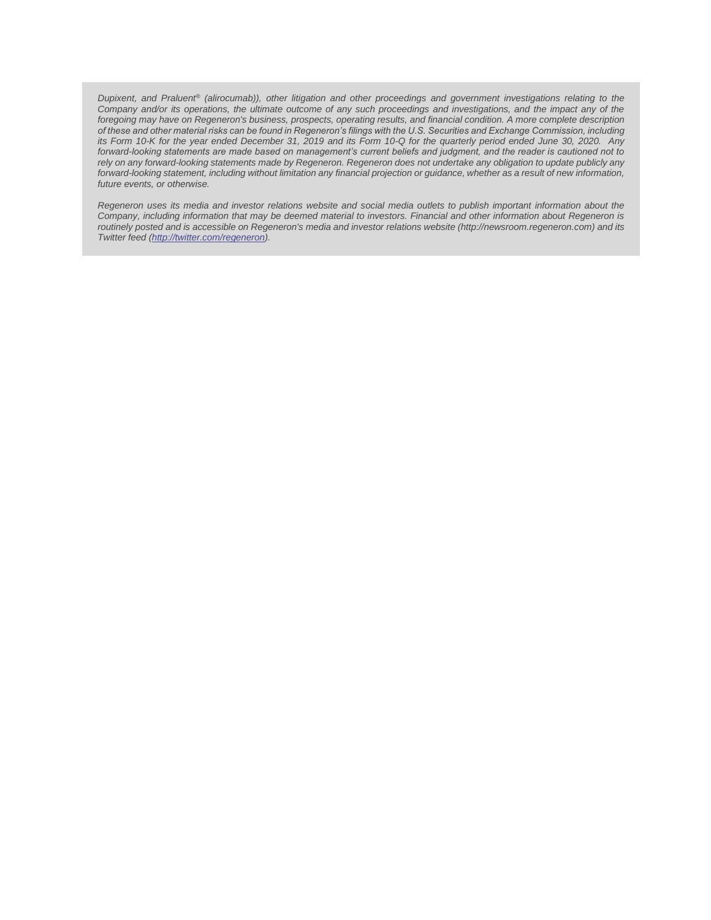*Dupixent, and Praluent® (alirocumab)), other litigation and other proceedings and government investigations relating to the Company and/or its operations, the ultimate outcome of any such proceedings and investigations, and the impact any of the foregoing may have on Regeneron's business, prospects, operating results, and financial condition. A more complete description of these and other material risks can be found in Regeneron's filings with the U.S. Securities and Exchange Commission, including its Form 10-K for the year ended December 31, 2019 and its Form 10-Q for the quarterly period ended June 30, 2020. Any forward-looking statements are made based on management's current beliefs and judgment, and the reader is cautioned not to rely on any forward-looking statements made by Regeneron. Regeneron does not undertake any obligation to update publicly any forward-looking statement, including without limitation any financial projection or guidance, whether as a result of new information, future events, or otherwise.*

*Regeneron uses its media and investor relations website and social media outlets to publish important information about the Company, including information that may be deemed material to investors. Financial and other information about Regeneron is routinely posted and is accessible on Regeneron's media and investor relations website (http://newsroom.regeneron.com) and its Twitter feed ([http://twitter.com/regeneron](http://twitter.com/regeneron)).*